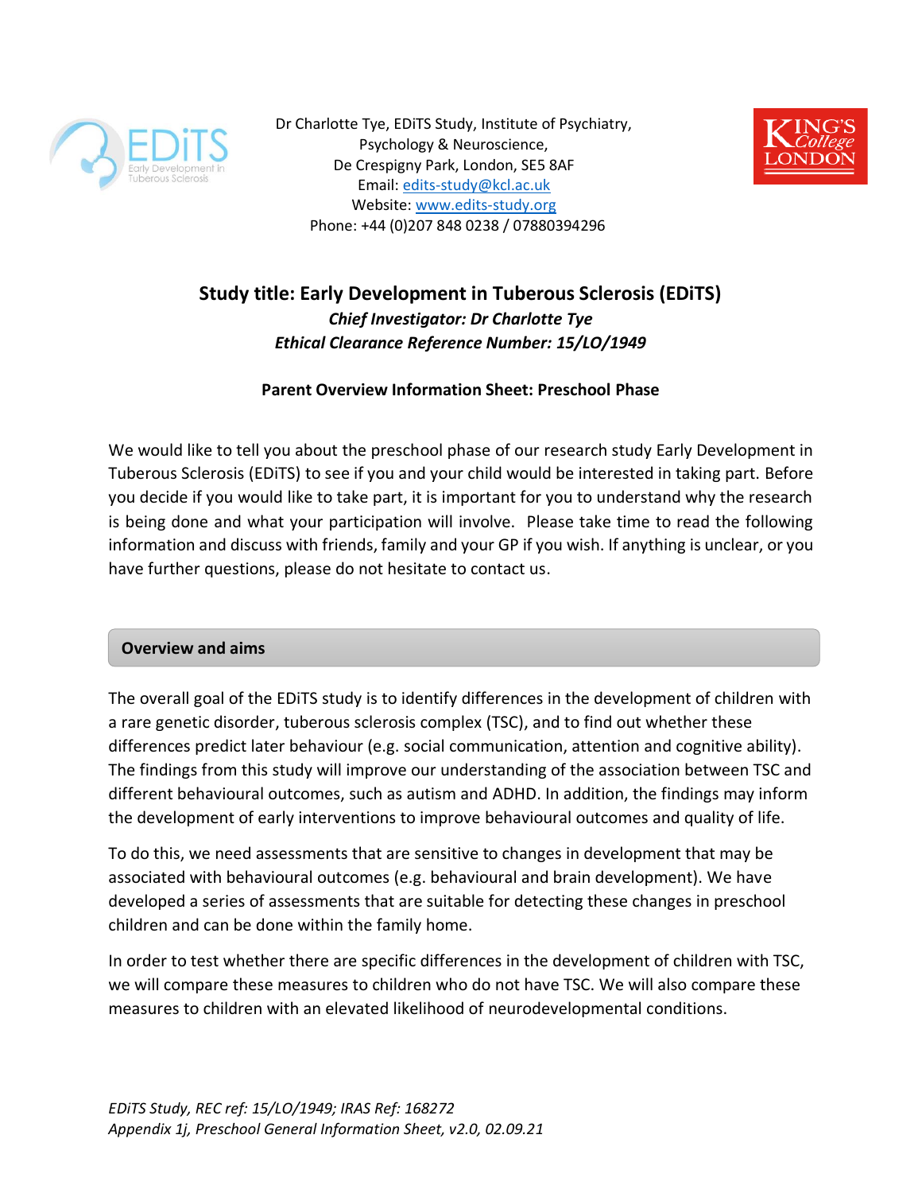Dr Charlotte Tye, EDiTS Study, Institute of Psychiatry, Psychology & Neuroscience,
De Crespigny Park, London, SE5 8AF
Email: edits-study@kcl.ac.uk
Website: www.edits-study.org
Phone: +44 (0)207 848 0238 / 07880394296

# Study title: Early Development in Tuberous Sclerosis (EDiTS)

***Chief Investigator: Dr Charlotte Tye***

***Ethical Clearance Reference Number: 15/LO/1949***

**Parent Overview Information Sheet: Preschool Phase**

We would like to tell you about the preschool phase of our research study Early Development in Tuberous Sclerosis (EDiTS) to see if you and your child would be interested in taking part. Before you decide if you would like to take part, it is important for you to understand why the research is being done and what your participation will involve. Please take time to read the following information and discuss with friends, family and your GP if you wish. If anything is unclear, or you have further questions, please do not hesitate to contact us.

## Overview and aims

The overall goal of the EDiTS study is to identify differences in the development of children with a rare genetic disorder, tuberous sclerosis complex (TSC), and to find out whether these differences predict later behaviour (e.g. social communication, attention and cognitive ability). The findings from this study will improve our understanding of the association between TSC and different behavioural outcomes, such as autism and ADHD. In addition, the findings may inform the development of early interventions to improve behavioural outcomes and quality of life.

To do this, we need assessments that are sensitive to changes in development that may be associated with behavioural outcomes (e.g. behavioural and brain development). We have developed a series of assessments that are suitable for detecting these changes in preschool children and can be done within the family home.

In order to test whether there are specific differences in the development of children with TSC, we will compare these measures to children who do not have TSC. We will also compare these measures to children with an elevated likelihood of neurodevelopmental conditions.

*EDiTS Study, REC ref: 15/LO/1949; IRAS Ref: 168272*
*Appendix 1j, Preschool General Information Sheet, v2.0, 02.09.21*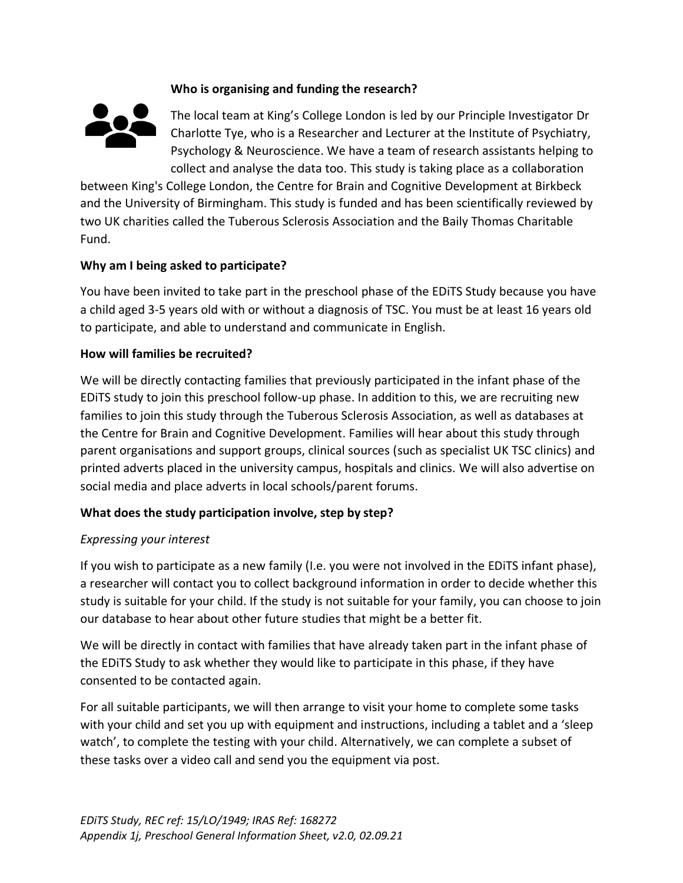**Who is organising and funding the research?**

The local team at King's College London is led by our Principle Investigator Dr Charlotte Tye, who is a Researcher and Lecturer at the Institute of Psychiatry, Psychology & Neuroscience. We have a team of research assistants helping to collect and analyse the data too. This study is taking place as a collaboration between King's College London, the Centre for Brain and Cognitive Development at Birkbeck and the University of Birmingham. This study is funded and has been scientifically reviewed by two UK charities called the Tuberous Sclerosis Association and the Baily Thomas Charitable Fund.

**Why am I being asked to participate?**

You have been invited to take part in the preschool phase of the EDiTS Study because you have a child aged 3-5 years old with or without a diagnosis of TSC. You must be at least 16 years old to participate, and able to understand and communicate in English.

**How will families be recruited?**

We will be directly contacting families that previously participated in the infant phase of the EDiTS study to join this preschool follow-up phase. In addition to this, we are recruiting new families to join this study through the Tuberous Sclerosis Association, as well as databases at the Centre for Brain and Cognitive Development. Families will hear about this study through parent organisations and support groups, clinical sources (such as specialist UK TSC clinics) and printed adverts placed in the university campus, hospitals and clinics. We will also advertise on social media and place adverts in local schools/parent forums.

**What does the study participation involve, step by step?**

*Expressing your interest*

If you wish to participate as a new family (I.e. you were not involved in the EDiTS infant phase), a researcher will contact you to collect background information in order to decide whether this study is suitable for your child. If the study is not suitable for your family, you can choose to join our database to hear about other future studies that might be a better fit.

We will be directly in contact with families that have already taken part in the infant phase of the EDiTS Study to ask whether they would like to participate in this phase, if they have consented to be contacted again.

For all suitable participants, we will then arrange to visit your home to complete some tasks with your child and set you up with equipment and instructions, including a tablet and a 'sleep watch', to complete the testing with your child. Alternatively, we can complete a subset of these tasks over a video call and send you the equipment via post.

*EDiTS Study, REC ref: 15/LO/1949; IRAS Ref: 168272*
*Appendix 1j, Preschool General Information Sheet, v2.0, 02.09.21*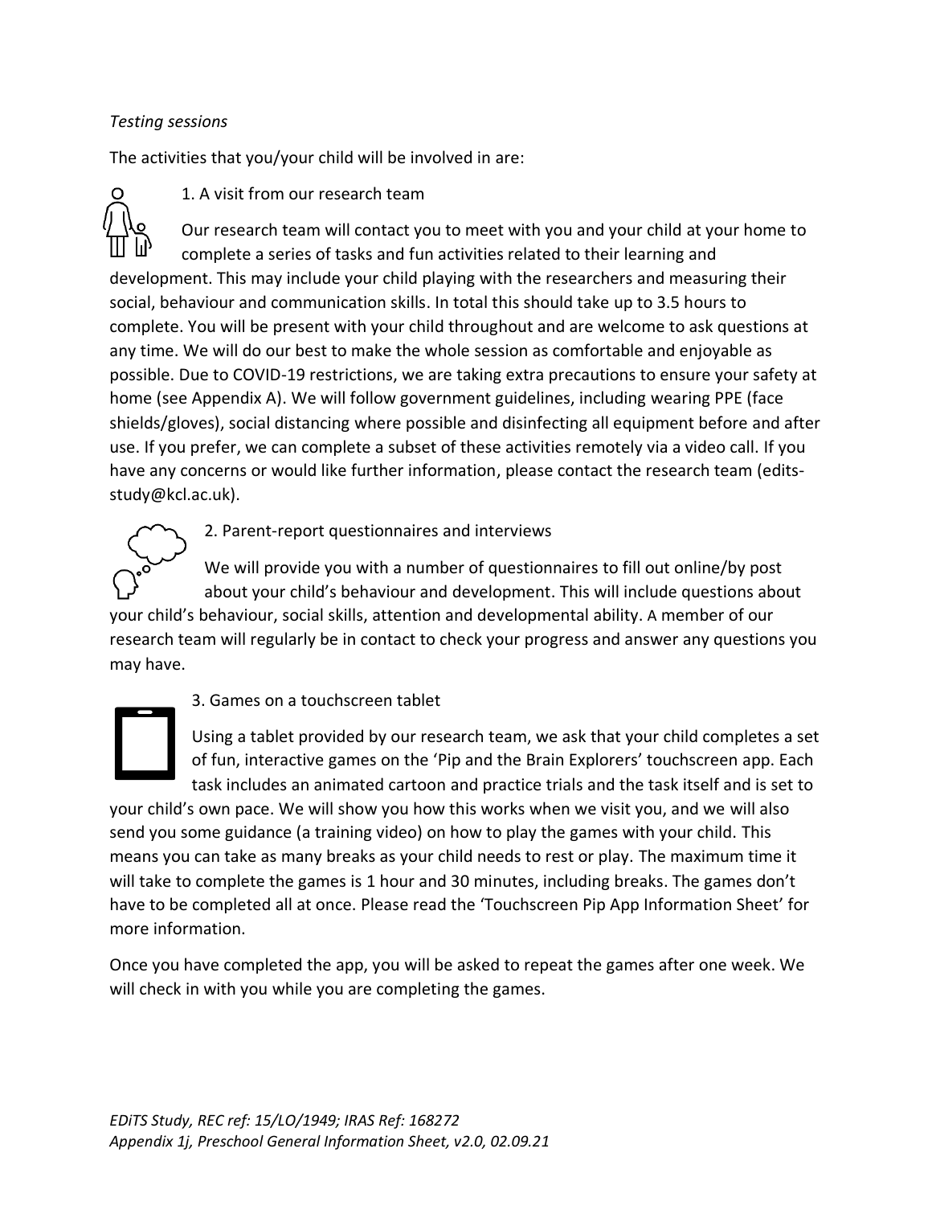*Testing sessions*

The activities that you/your child will be involved in are:

1. A visit from our research team

Our research team will contact you to meet with you and your child at your home to complete a series of tasks and fun activities related to their learning and development. This may include your child playing with the researchers and measuring their social, behaviour and communication skills. In total this should take up to 3.5 hours to complete. You will be present with your child throughout and are welcome to ask questions at any time. We will do our best to make the whole session as comfortable and enjoyable as possible. Due to COVID-19 restrictions, we are taking extra precautions to ensure your safety at home (see Appendix A). We will follow government guidelines, including wearing PPE (face shields/gloves), social distancing where possible and disinfecting all equipment before and after use. If you prefer, we can complete a subset of these activities remotely via a video call. If you have any concerns or would like further information, please contact the research team (edits-study@kcl.ac.uk).

2. Parent-report questionnaires and interviews

We will provide you with a number of questionnaires to fill out online/by post about your child's behaviour and development. This will include questions about your child's behaviour, social skills, attention and developmental ability. A member of our research team will regularly be in contact to check your progress and answer any questions you may have.

3. Games on a touchscreen tablet

Using a tablet provided by our research team, we ask that your child completes a set of fun, interactive games on the 'Pip and the Brain Explorers' touchscreen app. Each task includes an animated cartoon and practice trials and the task itself and is set to your child's own pace. We will show you how this works when we visit you, and we will also send you some guidance (a training video) on how to play the games with your child. This means you can take as many breaks as your child needs to rest or play. The maximum time it will take to complete the games is 1 hour and 30 minutes, including breaks. The games don't have to be completed all at once. Please read the 'Touchscreen Pip App Information Sheet' for more information.

Once you have completed the app, you will be asked to repeat the games after one week. We will check in with you while you are completing the games.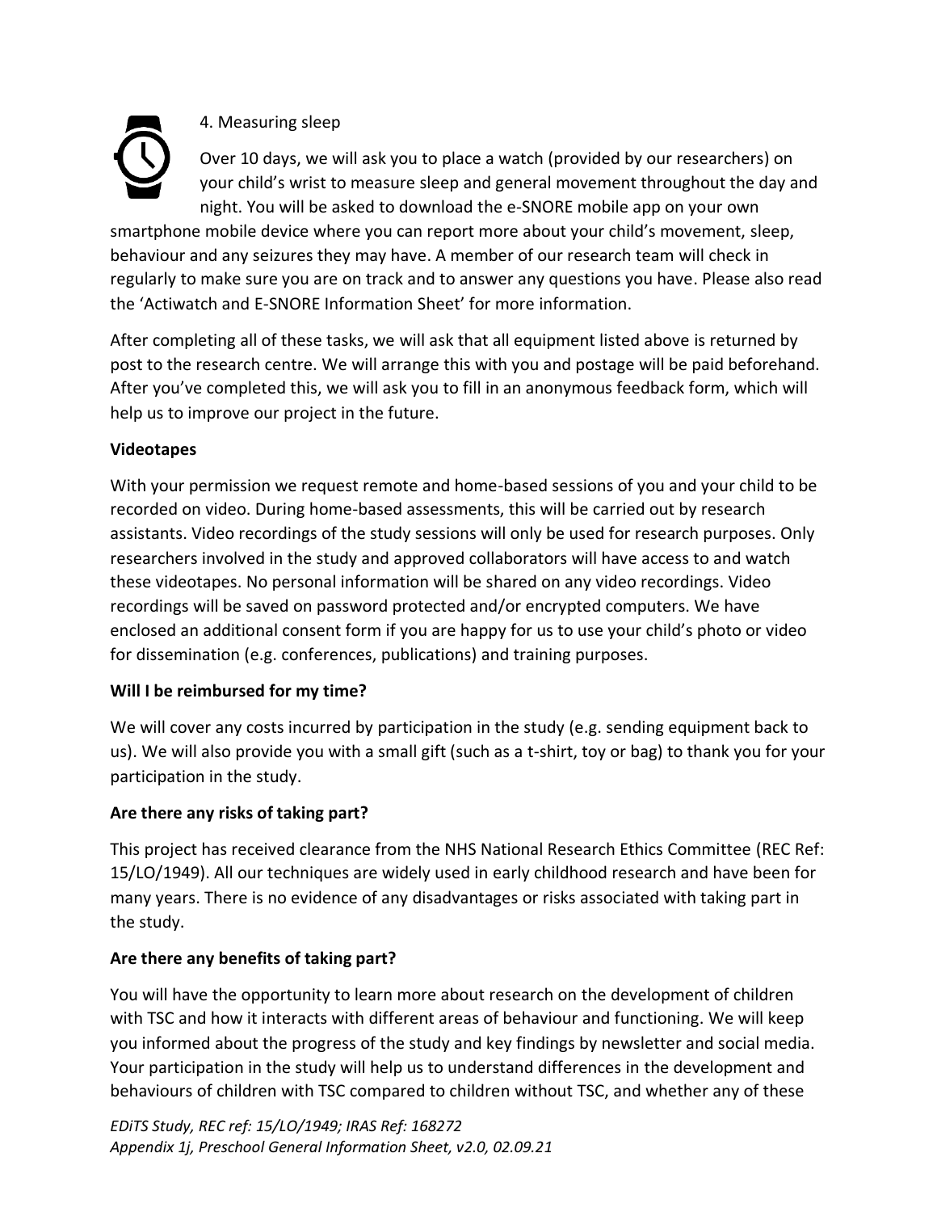4. Measuring sleep

Over 10 days, we will ask you to place a watch (provided by our researchers) on your child's wrist to measure sleep and general movement throughout the day and night. You will be asked to download the e-SNORE mobile app on your own smartphone mobile device where you can report more about your child's movement, sleep, behaviour and any seizures they may have. A member of our research team will check in regularly to make sure you are on track and to answer any questions you have. Please also read the 'Actiwatch and E-SNORE Information Sheet' for more information.

After completing all of these tasks, we will ask that all equipment listed above is returned by post to the research centre. We will arrange this with you and postage will be paid beforehand. After you've completed this, we will ask you to fill in an anonymous feedback form, which will help us to improve our project in the future.

**Videotapes**

With your permission we request remote and home-based sessions of you and your child to be recorded on video. During home-based assessments, this will be carried out by research assistants. Video recordings of the study sessions will only be used for research purposes. Only researchers involved in the study and approved collaborators will have access to and watch these videotapes. No personal information will be shared on any video recordings. Video recordings will be saved on password protected and/or encrypted computers. We have enclosed an additional consent form if you are happy for us to use your child's photo or video for dissemination (e.g. conferences, publications) and training purposes.

**Will I be reimbursed for my time?**

We will cover any costs incurred by participation in the study (e.g. sending equipment back to us). We will also provide you with a small gift (such as a t-shirt, toy or bag) to thank you for your participation in the study.

**Are there any risks of taking part?**

This project has received clearance from the NHS National Research Ethics Committee (REC Ref: 15/LO/1949). All our techniques are widely used in early childhood research and have been for many years. There is no evidence of any disadvantages or risks associated with taking part in the study.

**Are there any benefits of taking part?**

You will have the opportunity to learn more about research on the development of children with TSC and how it interacts with different areas of behaviour and functioning. We will keep you informed about the progress of the study and key findings by newsletter and social media. Your participation in the study will help us to understand differences in the development and behaviours of children with TSC compared to children without TSC, and whether any of these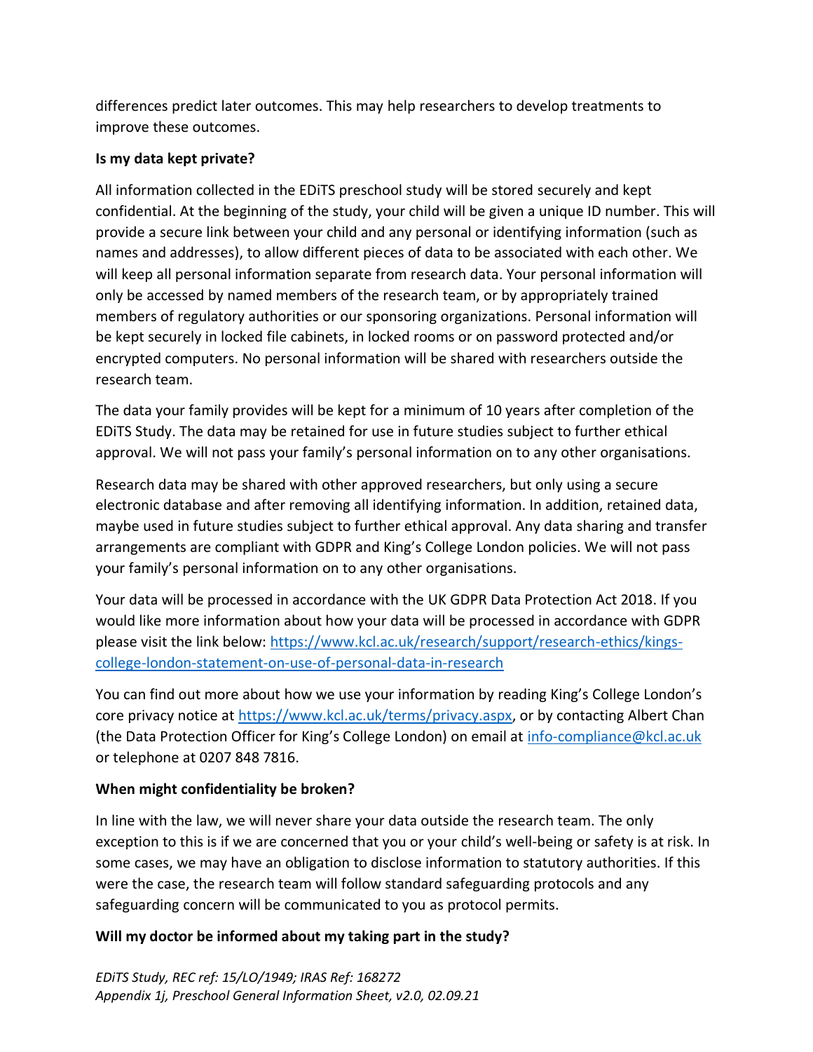differences predict later outcomes. This may help researchers to develop treatments to improve these outcomes.

**Is my data kept private?**

All information collected in the EDiTS preschool study will be stored securely and kept confidential. At the beginning of the study, your child will be given a unique ID number. This will provide a secure link between your child and any personal or identifying information (such as names and addresses), to allow different pieces of data to be associated with each other. We will keep all personal information separate from research data. Your personal information will only be accessed by named members of the research team, or by appropriately trained members of regulatory authorities or our sponsoring organizations. Personal information will be kept securely in locked file cabinets, in locked rooms or on password protected and/or encrypted computers. No personal information will be shared with researchers outside the research team.

The data your family provides will be kept for a minimum of 10 years after completion of the EDiTS Study. The data may be retained for use in future studies subject to further ethical approval. We will not pass your family's personal information on to any other organisations.

Research data may be shared with other approved researchers, but only using a secure electronic database and after removing all identifying information. In addition, retained data, maybe used in future studies subject to further ethical approval. Any data sharing and transfer arrangements are compliant with GDPR and King's College London policies. We will not pass your family's personal information on to any other organisations.

Your data will be processed in accordance with the UK GDPR Data Protection Act 2018. If you would like more information about how your data will be processed in accordance with GDPR please visit the link below: [https://www.kcl.ac.uk/research/support/research-ethics/kings-college-london-statement-on-use-of-personal-data-in-research](https://www.kcl.ac.uk/research/support/research-ethics/kings-college-london-statement-on-use-of-personal-data-in-research)

You can find out more about how we use your information by reading King's College London's core privacy notice at [https://www.kcl.ac.uk/terms/privacy.aspx](https://www.kcl.ac.uk/terms/privacy.aspx), or by contacting Albert Chan (the Data Protection Officer for King's College London) on email at [info-compliance@kcl.ac.uk](mailto:info-compliance@kcl.ac.uk) or telephone at 0207 848 7816.

**When might confidentiality be broken?**

In line with the law, we will never share your data outside the research team. The only exception to this is if we are concerned that you or your child's well-being or safety is at risk. In some cases, we may have an obligation to disclose information to statutory authorities. If this were the case, the research team will follow standard safeguarding protocols and any safeguarding concern will be communicated to you as protocol permits.

**Will my doctor be informed about my taking part in the study?**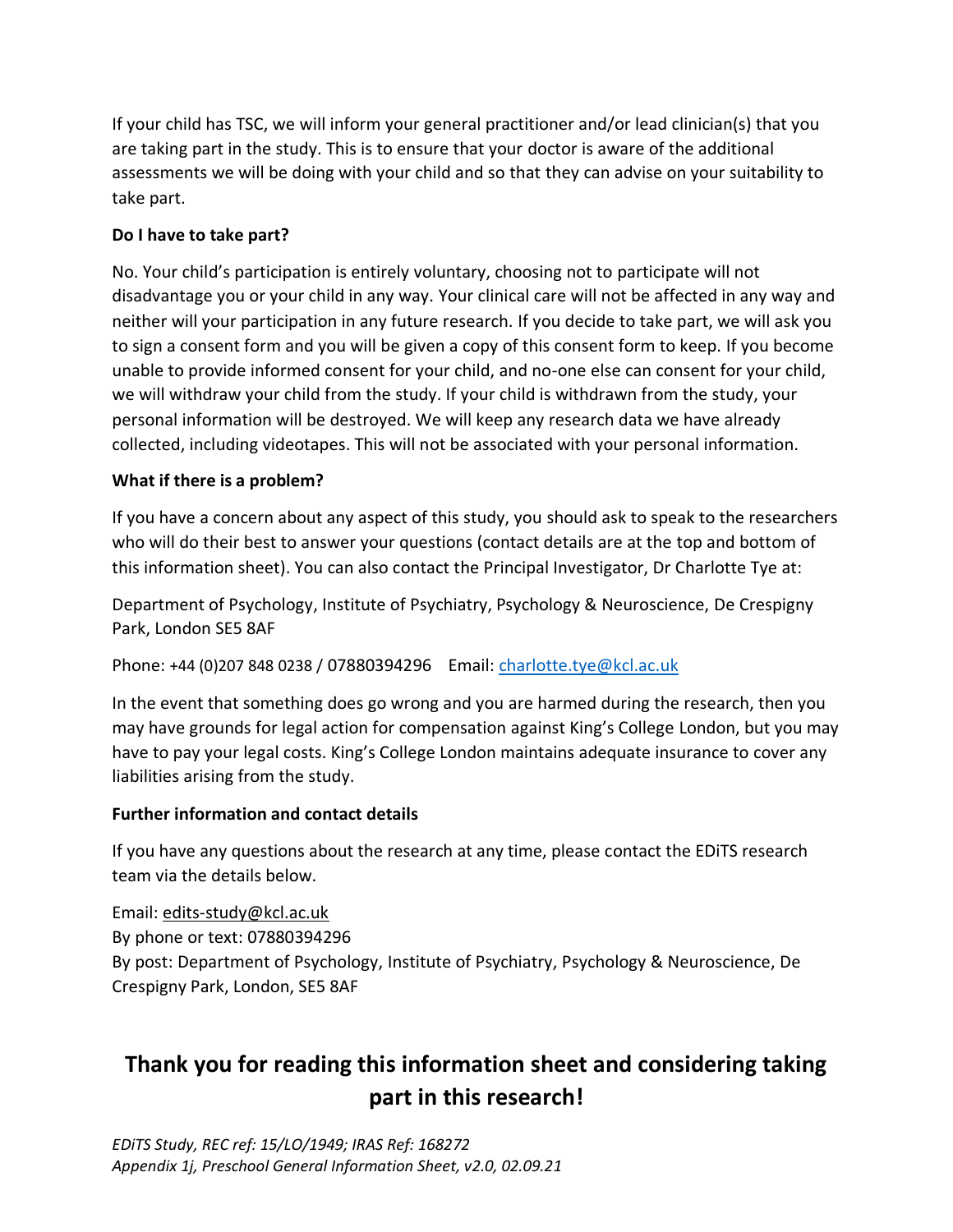If your child has TSC, we will inform your general practitioner and/or lead clinician(s) that you are taking part in the study. This is to ensure that your doctor is aware of the additional assessments we will be doing with your child and so that they can advise on your suitability to take part.

**Do I have to take part?**

No. Your child's participation is entirely voluntary, choosing not to participate will not disadvantage you or your child in any way. Your clinical care will not be affected in any way and neither will your participation in any future research. If you decide to take part, we will ask you to sign a consent form and you will be given a copy of this consent form to keep. If you become unable to provide informed consent for your child, and no-one else can consent for your child, we will withdraw your child from the study. If your child is withdrawn from the study, your personal information will be destroyed. We will keep any research data we have already collected, including videotapes. This will not be associated with your personal information.

**What if there is a problem?**

If you have a concern about any aspect of this study, you should ask to speak to the researchers who will do their best to answer your questions (contact details are at the top and bottom of this information sheet). You can also contact the Principal Investigator, Dr Charlotte Tye at:

Department of Psychology, Institute of Psychiatry, Psychology & Neuroscience, De Crespigny Park, London SE5 8AF

Phone: +44 (0)207 848 0238 / 07880394296 Email: charlotte.tye@kcl.ac.uk

In the event that something does go wrong and you are harmed during the research, then you may have grounds for legal action for compensation against King's College London, but you may have to pay your legal costs. King's College London maintains adequate insurance to cover any liabilities arising from the study.

**Further information and contact details**

If you have any questions about the research at any time, please contact the EDiTS research team via the details below.

Email: edits-study@kcl.ac.uk
By phone or text: 07880394296
By post: Department of Psychology, Institute of Psychiatry, Psychology & Neuroscience, De Crespigny Park, London, SE5 8AF

## Thank you for reading this information sheet and considering taking part in this research!

*EDiTS Study, REC ref: 15/LO/1949; IRAS Ref: 168272*
*Appendix 1j, Preschool General Information Sheet, v2.0, 02.09.21*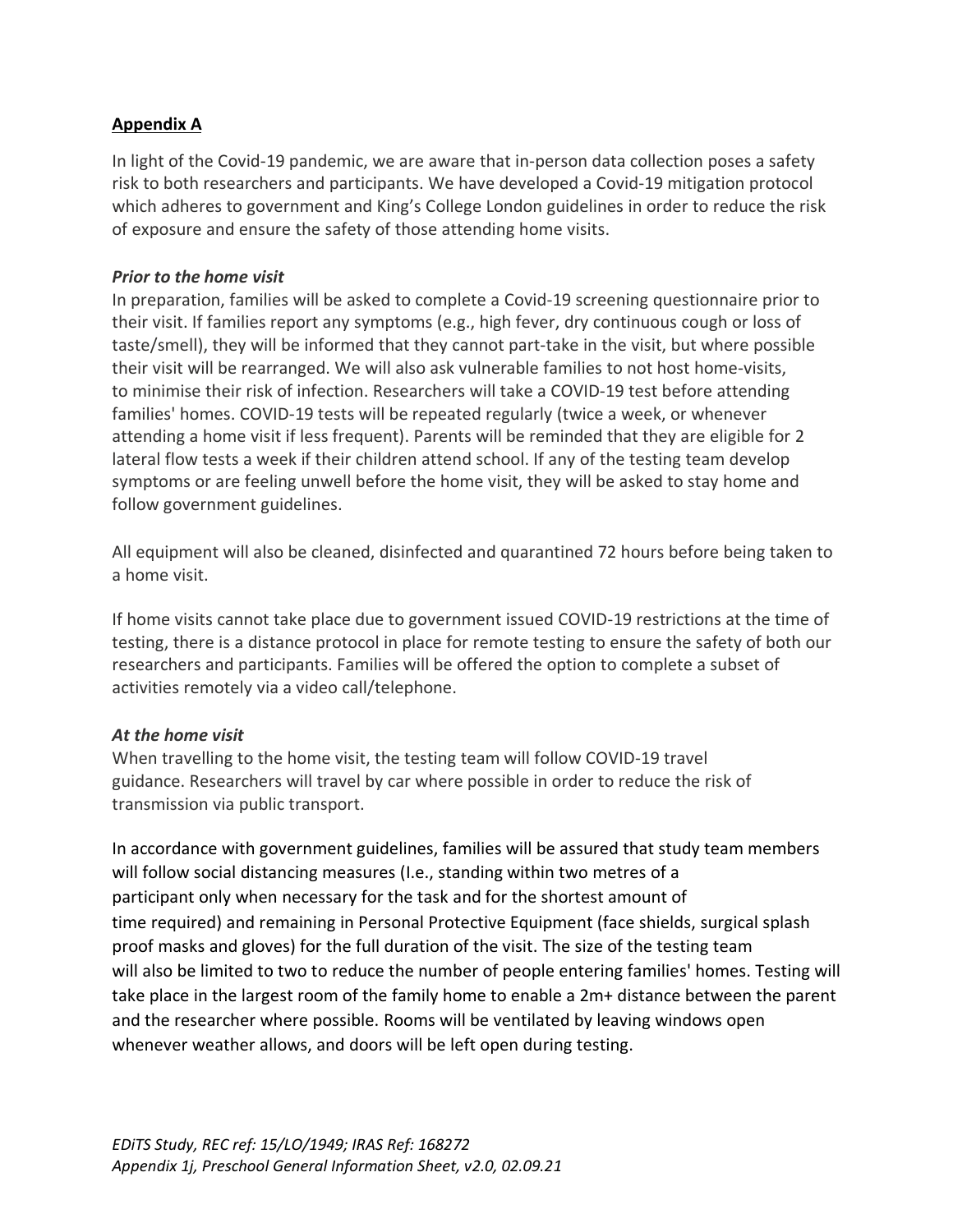**Appendix A**

In light of the Covid-19 pandemic, we are aware that in-person data collection poses a safety risk to both researchers and participants. We have developed a Covid-19 mitigation protocol which adheres to government and King's College London guidelines in order to reduce the risk of exposure and ensure the safety of those attending home visits.

***Prior to the home visit***

In preparation, families will be asked to complete a Covid-19 screening questionnaire prior to their visit. If families report any symptoms (e.g., high fever, dry continuous cough or loss of taste/smell), they will be informed that they cannot part-take in the visit, but where possible their visit will be rearranged. We will also ask vulnerable families to not host home-visits, to minimise their risk of infection. Researchers will take a COVID-19 test before attending families' homes. COVID-19 tests will be repeated regularly (twice a week, or whenever attending a home visit if less frequent). Parents will be reminded that they are eligible for 2 lateral flow tests a week if their children attend school. If any of the testing team develop symptoms or are feeling unwell before the home visit, they will be asked to stay home and follow government guidelines.

All equipment will also be cleaned, disinfected and quarantined 72 hours before being taken to a home visit.

If home visits cannot take place due to government issued COVID-19 restrictions at the time of testing, there is a distance protocol in place for remote testing to ensure the safety of both our researchers and participants. Families will be offered the option to complete a subset of activities remotely via a video call/telephone.

***At the home visit***

When travelling to the home visit, the testing team will follow COVID-19 travel guidance. Researchers will travel by car where possible in order to reduce the risk of transmission via public transport.

In accordance with government guidelines, families will be assured that study team members will follow social distancing measures (I.e., standing within two metres of a participant only when necessary for the task and for the shortest amount of time required) and remaining in Personal Protective Equipment (face shields, surgical splash proof masks and gloves) for the full duration of the visit. The size of the testing team will also be limited to two to reduce the number of people entering families' homes. Testing will take place in the largest room of the family home to enable a 2m+ distance between the parent and the researcher where possible. Rooms will be ventilated by leaving windows open whenever weather allows, and doors will be left open during testing.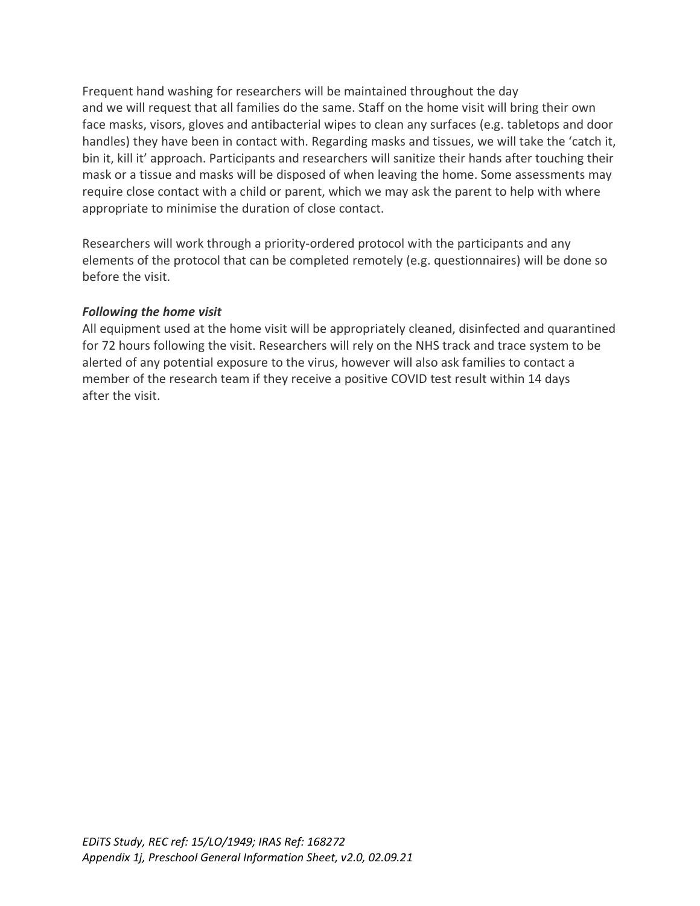Frequent hand washing for researchers will be maintained throughout the day and we will request that all families do the same. Staff on the home visit will bring their own face masks, visors, gloves and antibacterial wipes to clean any surfaces (e.g. tabletops and door handles) they have been in contact with. Regarding masks and tissues, we will take the 'catch it, bin it, kill it' approach. Participants and researchers will sanitize their hands after touching their mask or a tissue and masks will be disposed of when leaving the home. Some assessments may require close contact with a child or parent, which we may ask the parent to help with where appropriate to minimise the duration of close contact.

Researchers will work through a priority-ordered protocol with the participants and any elements of the protocol that can be completed remotely (e.g. questionnaires) will be done so before the visit.

***Following the home visit***

All equipment used at the home visit will be appropriately cleaned, disinfected and quarantined for 72 hours following the visit. Researchers will rely on the NHS track and trace system to be alerted of any potential exposure to the virus, however will also ask families to contact a member of the research team if they receive a positive COVID test result within 14 days after the visit.